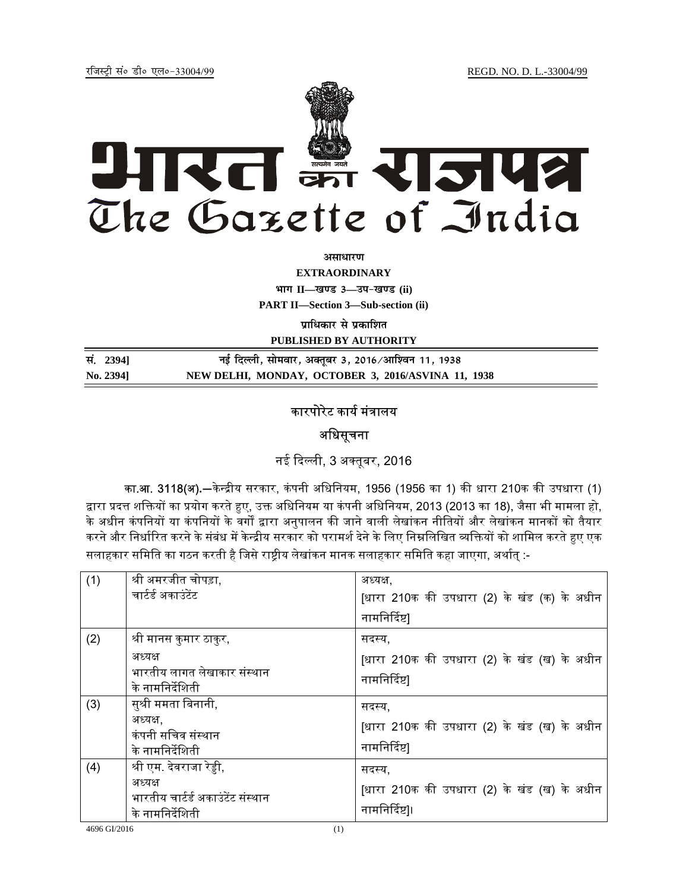रजिस्ट्री सं० डी० एल०-33004/99 REGD. NO. D. L.-33004/99

# भारत का राजपत्र
# The Gazette of India

**असाधारण**

**EXTRAORDINARY**

**भाग II—खण्ड 3—उप-खण्ड (ii)**

**PART II—Section 3—Sub-section (ii)**

**प्राधिकार से प्रकाशित**

**PUBLISHED BY AUTHORITY**

| | |
|---|---|
| **सं. 2394]** | **नई दिल्ली, सोमवार, अक्तूबर 3, 2016/आश्विन 11, 1938** |
| **No. 2394]** | **NEW DELHI, MONDAY, OCTOBER 3, 2016/ASVINA 11, 1938** |

## कारपोरेट कार्य मंत्रालय

## अधिसूचना

नई दिल्ली, 3 अक्तूबर, 2016

**का.आ. 3118(अ).**—केन्द्रीय सरकार, कंपनी अधिनियम, 1956 (1956 का 1) की धारा 210क की उपधारा (1) द्वारा प्रदत्त शक्तियों का प्रयोग करते हुए, उक्त अधिनियम या कंपनी अधिनियम, 2013 (2013 का 18), जैसा भी मामला हो, के अधीन कंपनियों या कंपनियों के वर्गों द्वारा अनुपालन की जाने वाली लेखांकन नीतियों और लेखांकन मानकों को तैयार करने और निर्धारित करने के संबंध में केन्द्रीय सरकार को परामर्श देने के लिए निम्नलिखित व्यक्तियों को शामिल करते हुए एक सलाहकार समिति का गठन करती है जिसे राष्ट्रीय लेखांकन मानक सलाहकार समिति कहा जाएगा, अर्थात् :-

| | | |
|---|---|---|
| (1) | श्री अमरजीत चोपड़ा, चार्टर्ड अकाउंटेंट | अध्यक्ष, [धारा 210क की उपधारा (2) के खंड (क) के अधीन नामनिर्दिष्ट] |
| (2) | श्री मानस कुमार ठाकुर, अध्यक्ष भारतीय लागत लेखाकार संस्थान के नामनिर्देशिती | सदस्य, [धारा 210क की उपधारा (2) के खंड (ख) के अधीन नामनिर्दिष्ट] |
| (3) | सुश्री ममता बिनानी, अध्यक्ष, कंपनी सचिव संस्थान के नामनिर्देशिती | सदस्य, [धारा 210क की उपधारा (2) के खंड (ख) के अधीन नामनिर्दिष्ट] |
| (4) | श्री एम. देवराजा रेड्डी, अध्यक्ष भारतीय चार्टर्ड अकाउंटेंट संस्थान के नामनिर्देशिती | सदस्य, [धारा 210क की उपधारा (2) के खंड (ख) के अधीन नामनिर्दिष्ट]। |

4696 GI/2016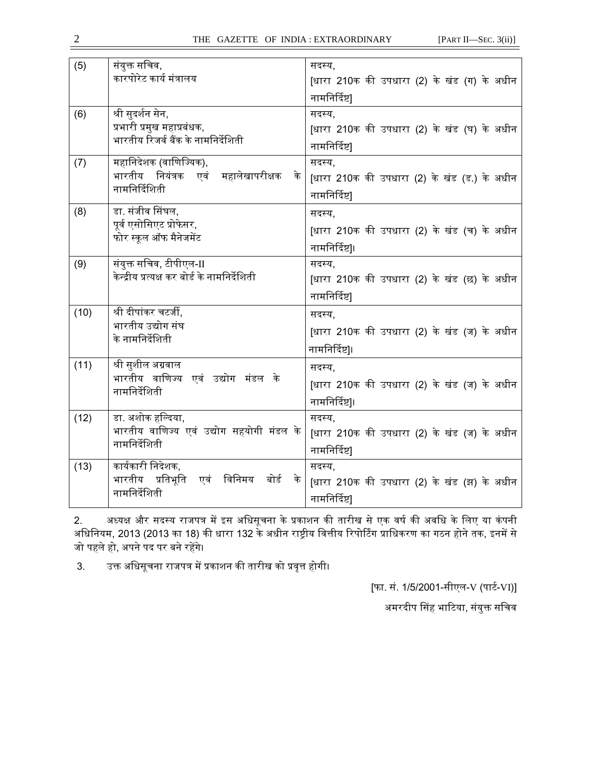| (5) | संयुक्त सचिव, कारपोरेट कार्य मंत्रालय | सदस्य, [धारा 210क की उपधारा (2) के खंड (ग) के अधीन नामनिर्दिष्ट] |
|---|---|---|
| (6) | श्री सुदर्शन सेन, प्रभारी प्रमुख महाप्रबंधक, भारतीय रिजर्व बैंक के नामनिर्देशिती | सदस्य, [धारा 210क की उपधारा (2) के खंड (घ) के अधीन नामनिर्दिष्ट] |
| (7) | महानिदेशक (वाणिज्यिक), भारतीय नियंत्रक एवं महालेखापरीक्षक के नामनिर्दिशिती | सदस्य, [धारा 210क की उपधारा (2) के खंड (ङ.) के अधीन नामनिर्दिष्ट] |
| (8) | डा. संजीव सिंघल, पूर्व एसोसिएट प्रोफेसर, फोर स्कूल ऑफ मैनेजमेंट | सदस्य, [धारा 210क की उपधारा (2) के खंड (च) के अधीन नामनिर्दिष्ट]। |
| (9) | संयुक्त सचिव, टीपीएल-II केन्द्रीय प्रत्यक्ष कर बोर्ड के नामनिर्देशिती | सदस्य, [धारा 210क की उपधारा (2) के खंड (छ) के अधीन नामनिर्दिष्ट] |
| (10) | श्री दीपांकर चटर्जी, भारतीय उद्योग संघ के नामनिर्देशिती | सदस्य, [धारा 210क की उपधारा (2) के खंड (ज) के अधीन नामनिर्दिष्ट]। |
| (11) | श्री सुशील अग्रवाल भारतीय वाणिज्य एवं उद्योग मंडल के नामनिर्देशिती | सदस्य, [धारा 210क की उपधारा (2) के खंड (ज) के अधीन नामनिर्दिष्ट]। |
| (12) | डा. अशोक हल्दिया, भारतीय वाणिज्य एवं उद्योग सहयोगी मंडल के नामनिर्देशिती | सदस्य, [धारा 210क की उपधारा (2) के खंड (ज) के अधीन नामनिर्दिष्ट] |
| (13) | कार्यकारी निदेशक, भारतीय प्रतिभूति एवं विनिमय बोर्ड के नामनिर्देशिती | सदस्य, [धारा 210क की उपधारा (2) के खंड (झ) के अधीन नामनिर्दिष्ट] |

2. अध्यक्ष और सदस्य राजपत्र में इस अधिसूचना के प्रकाशन की तारीख से एक वर्ष की अवधि के लिए या कंपनी अधिनियम, 2013 (2013 का 18) की धारा 132 के अधीन राष्ट्रीय वित्तीय रिपोर्टिंग प्राधिकरण का गठन होने तक, इनमें से जो पहले हो, अपने पद पर बने रहेंगे।

3. उक्त अधिसूचना राजपत्र में प्रकाशन की तारीख को प्रवृत्त होगी।

[फा. सं. 1/5/2001-सीएल-V (पार्ट-VI)]

अमरदीप सिंह भाटिया, संयुक्त सचिव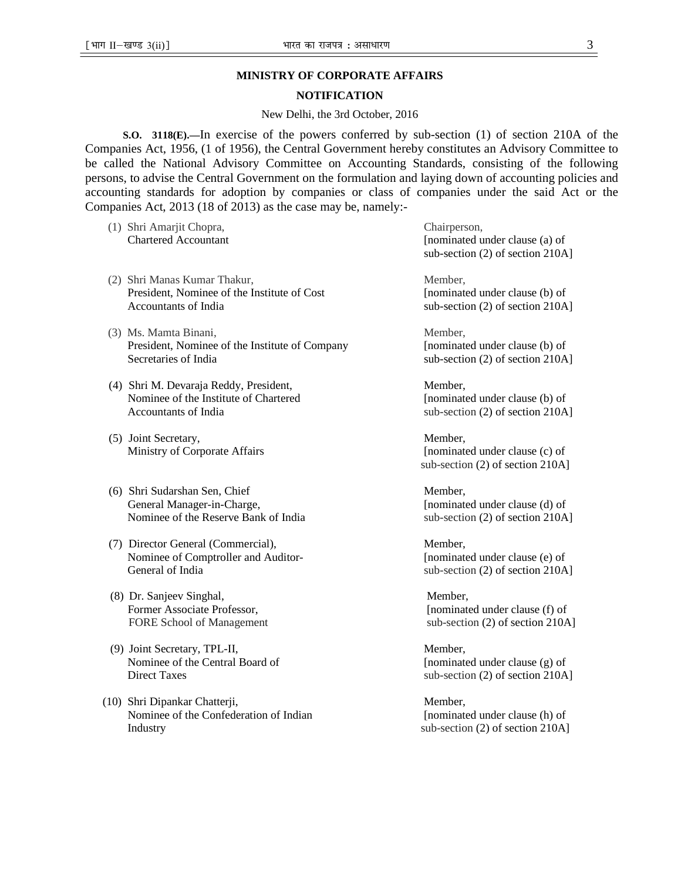**MINISTRY OF CORPORATE AFFAIRS**

**NOTIFICATION**

New Delhi, the 3rd October, 2016

**S.O. 3118(E).—**In exercise of the powers conferred by sub-section (1) of section 210A of the Companies Act, 1956, (1 of 1956), the Central Government hereby constitutes an Advisory Committee to be called the National Advisory Committee on Accounting Standards, consisting of the following persons, to advise the Central Government on the formulation and laying down of accounting policies and accounting standards for adoption by companies or class of companies under the said Act or the Companies Act, 2013 (18 of 2013) as the case may be, namely:-

| | |
|---|---|
| (1) Shri Amarjit Chopra, Chartered Accountant | Chairperson, [nominated under clause (a) of sub-section (2) of section 210A] |
| (2) Shri Manas Kumar Thakur, President, Nominee of the Institute of Cost Accountants of India | Member, [nominated under clause (b) of sub-section (2) of section 210A] |
| (3) Ms. Mamta Binani, President, Nominee of the Institute of Company Secretaries of India | Member, [nominated under clause (b) of sub-section (2) of section 210A] |
| (4) Shri M. Devaraja Reddy, President, Nominee of the Institute of Chartered Accountants of India | Member, [nominated under clause (b) of sub-section (2) of section 210A] |
| (5) Joint Secretary, Ministry of Corporate Affairs | Member, [nominated under clause (c) of sub-section (2) of section 210A] |
| (6) Shri Sudarshan Sen, Chief General Manager-in-Charge, Nominee of the Reserve Bank of India | Member, [nominated under clause (d) of sub-section (2) of section 210A] |
| (7) Director General (Commercial), Nominee of Comptroller and Auditor-General of India | Member, [nominated under clause (e) of sub-section (2) of section 210A] |
| (8) Dr. Sanjeev Singhal, Former Associate Professor, FORE School of Management | Member, [nominated under clause (f) of sub-section (2) of section 210A] |
| (9) Joint Secretary, TPL-II, Nominee of the Central Board of Direct Taxes | Member, [nominated under clause (g) of sub-section (2) of section 210A] |
| (10) Shri Dipankar Chatterji, Nominee of the Confederation of Indian Industry | Member, [nominated under clause (h) of sub-section (2) of section 210A] |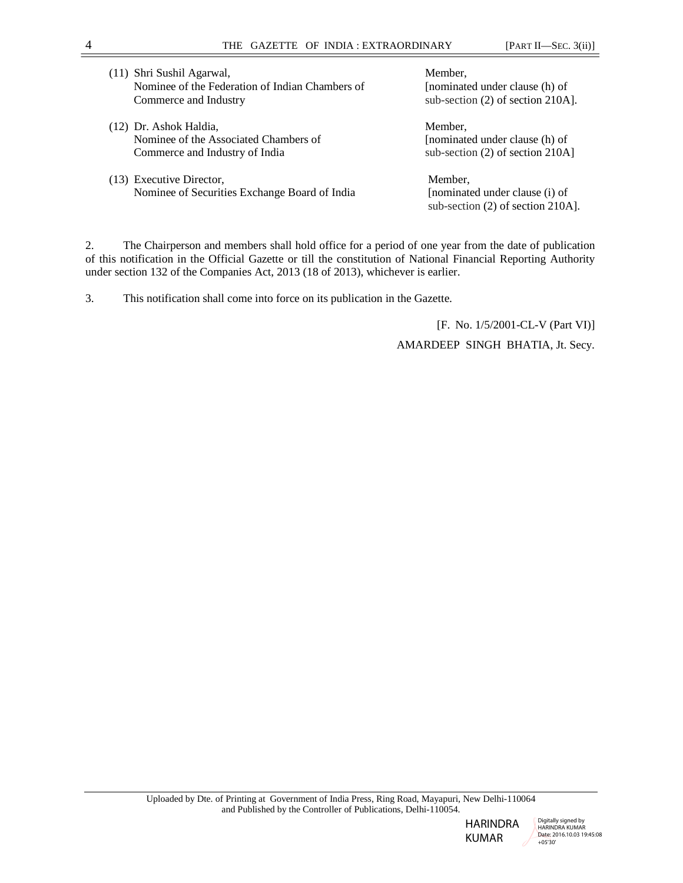(11) Shri Sushil Agarwal,
Nominee of the Federation of Indian Chambers of Commerce and Industry

Member,
[nominated under clause (h) of sub-section (2) of section 210A].

(12) Dr. Ashok Haldia,
Nominee of the Associated Chambers of Commerce and Industry of India

Member,
[nominated under clause (h) of sub-section (2) of section 210A]

(13) Executive Director,
Nominee of Securities Exchange Board of India

Member,
[nominated under clause (i) of sub-section (2) of section 210A].

2. The Chairperson and members shall hold office for a period of one year from the date of publication of this notification in the Official Gazette or till the constitution of National Financial Reporting Authority under section 132 of the Companies Act, 2013 (18 of 2013), whichever is earlier.

3. This notification shall come into force on its publication in the Gazette.

[F. No. 1/5/2001-CL-V (Part VI)]

AMARDEEP SINGH BHATIA, Jt. Secy.

Uploaded by Dte. of Printing at Government of India Press, Ring Road, Mayapuri, New Delhi-110064 and Published by the Controller of Publications, Delhi-110054.

HARINDRA KUMAR

Digitally signed by HARINDRA KUMAR
Date: 2016.10.03 19:45:08 +05'30'